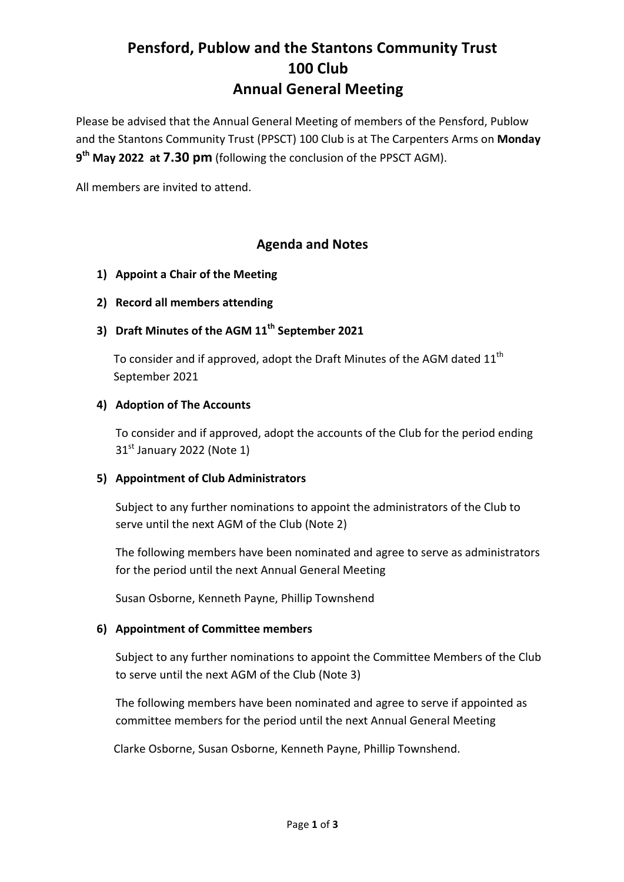# Pensford, Publow and the Stantons Community Trust
# 100 Club
# Annual General Meeting

Please be advised that the Annual General Meeting of members of the Pensford, Publow and the Stantons Community Trust (PPSCT) 100 Club is at The Carpenters Arms on **Monday 9th May 2022 at 7.30 pm** (following the conclusion of the PPSCT AGM).

All members are invited to attend.

## Agenda and Notes

1) **Appoint a Chair of the Meeting**

2) **Record all members attending**

3) **Draft Minutes of the AGM 11th September 2021**

   To consider and if approved, adopt the Draft Minutes of the AGM dated 11th September 2021

4) **Adoption of The Accounts**

   To consider and if approved, adopt the accounts of the Club for the period ending 31st January 2022 (Note 1)

5) **Appointment of Club Administrators**

   Subject to any further nominations to appoint the administrators of the Club to serve until the next AGM of the Club (Note 2)

   The following members have been nominated and agree to serve as administrators for the period until the next Annual General Meeting

   Susan Osborne, Kenneth Payne, Phillip Townshend

6) **Appointment of Committee members**

   Subject to any further nominations to appoint the Committee Members of the Club to serve until the next AGM of the Club (Note 3)

   The following members have been nominated and agree to serve if appointed as committee members for the period until the next Annual General Meeting

   Clarke Osborne, Susan Osborne, Kenneth Payne, Phillip Townshend.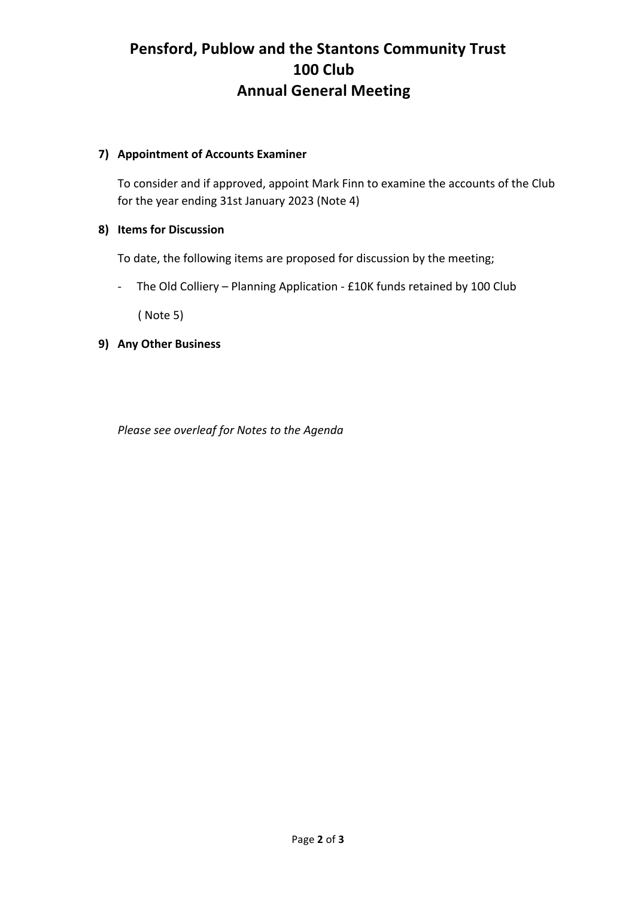# Pensford, Publow and the Stantons Community Trust
# 100 Club
# Annual General Meeting

**7) Appointment of Accounts Examiner**

To consider and if approved, appoint Mark Finn to examine the accounts of the Club for the year ending 31st January 2023 (Note 4)

**8) Items for Discussion**

To date, the following items are proposed for discussion by the meeting;

- The Old Colliery – Planning Application - £10K funds retained by 100 Club

  ( Note 5)

**9) Any Other Business**

*Please see overleaf for Notes to the Agenda*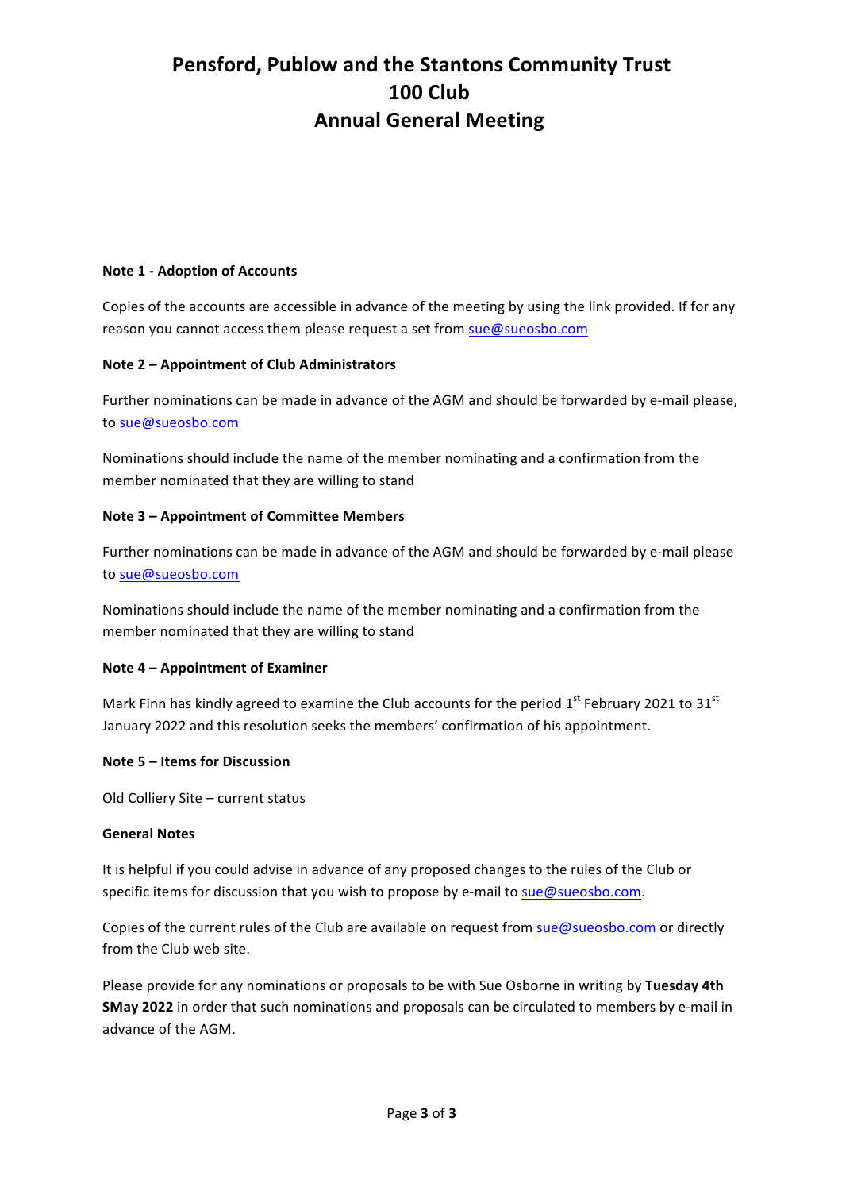# Pensford, Publow and the Stantons Community Trust
# 100 Club
# Annual General Meeting

**Note 1 - Adoption of Accounts**

Copies of the accounts are accessible in advance of the meeting by using the link provided. If for any reason you cannot access them please request a set from sue@sueosbo.com

**Note 2 – Appointment of Club Administrators**

Further nominations can be made in advance of the AGM and should be forwarded by e-mail please, to sue@sueosbo.com

Nominations should include the name of the member nominating and a confirmation from the member nominated that they are willing to stand

**Note 3 – Appointment of Committee Members**

Further nominations can be made in advance of the AGM and should be forwarded by e-mail please to sue@sueosbo.com

Nominations should include the name of the member nominating and a confirmation from the member nominated that they are willing to stand

**Note 4 – Appointment of Examiner**

Mark Finn has kindly agreed to examine the Club accounts for the period 1st February 2021 to 31st January 2022 and this resolution seeks the members' confirmation of his appointment.

**Note 5 – Items for Discussion**

Old Colliery Site – current status

**General Notes**

It is helpful if you could advise in advance of any proposed changes to the rules of the Club or specific items for discussion that you wish to propose by e-mail to sue@sueosbo.com.

Copies of the current rules of the Club are available on request from sue@sueosbo.com or directly from the Club web site.

Please provide for any nominations or proposals to be with Sue Osborne in writing by **Tuesday 4th SMay 2022** in order that such nominations and proposals can be circulated to members by e-mail in advance of the AGM.